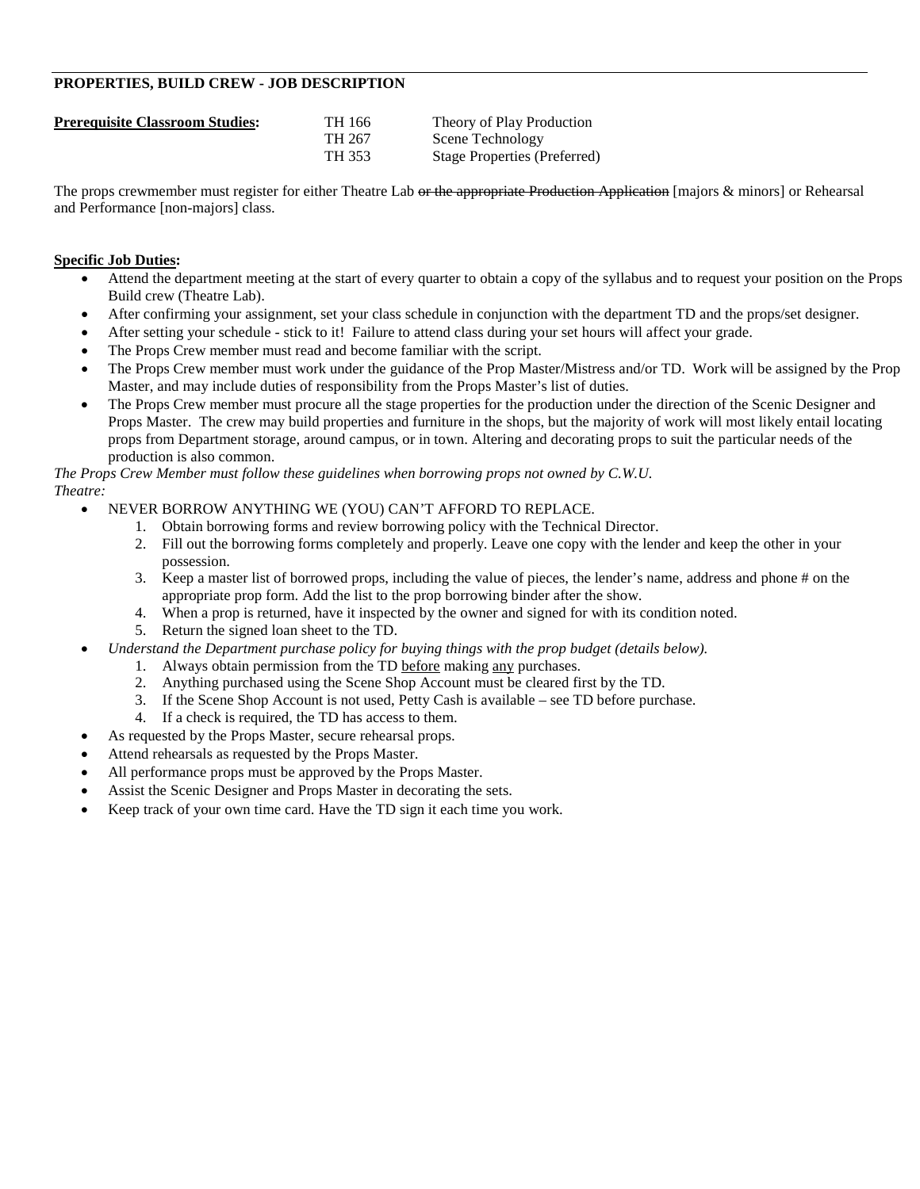## PROPERTIES, BUILD CREW - JOB DESCRIPTION

| **Prerequisite Classroom Studies:** | TH 166 | Theory of Play Production |
|---|---|---|
| | TH 267 | Scene Technology |
| | TH 353 | Stage Properties (Preferred) |

The props crewmember must register for either Theatre Lab ~~or the appropriate Production Application~~ [majors & minors] or Rehearsal and Performance [non-majors] class.

**Specific Job Duties:**

- Attend the department meeting at the start of every quarter to obtain a copy of the syllabus and to request your position on the Props Build crew (Theatre Lab).
- After confirming your assignment, set your class schedule in conjunction with the department TD and the props/set designer.
- After setting your schedule - stick to it! Failure to attend class during your set hours will affect your grade.
- The Props Crew member must read and become familiar with the script.
- The Props Crew member must work under the guidance of the Prop Master/Mistress and/or TD. Work will be assigned by the Prop Master, and may include duties of responsibility from the Props Master's list of duties.
- The Props Crew member must procure all the stage properties for the production under the direction of the Scenic Designer and Props Master. The crew may build properties and furniture in the shops, but the majority of work will most likely entail locating props from Department storage, around campus, or in town. Altering and decorating props to suit the particular needs of the production is also common.

*The Props Crew Member must follow these guidelines when borrowing props not owned by C.W.U. Theatre:*

- NEVER BORROW ANYTHING WE (YOU) CAN'T AFFORD TO REPLACE.
  1. Obtain borrowing forms and review borrowing policy with the Technical Director.
  2. Fill out the borrowing forms completely and properly. Leave one copy with the lender and keep the other in your possession.
  3. Keep a master list of borrowed props, including the value of pieces, the lender's name, address and phone # on the appropriate prop form. Add the list to the prop borrowing binder after the show.
  4. When a prop is returned, have it inspected by the owner and signed for with its condition noted.
  5. Return the signed loan sheet to the TD.
- *Understand the Department purchase policy for buying things with the prop budget (details below).*
  1. Always obtain permission from the TD <u>before</u> making <u>any</u> purchases.
  2. Anything purchased using the Scene Shop Account must be cleared first by the TD.
  3. If the Scene Shop Account is not used, Petty Cash is available – see TD before purchase.
  4. If a check is required, the TD has access to them.
- As requested by the Props Master, secure rehearsal props.
- Attend rehearsals as requested by the Props Master.
- All performance props must be approved by the Props Master.
- Assist the Scenic Designer and Props Master in decorating the sets.
- Keep track of your own time card. Have the TD sign it each time you work.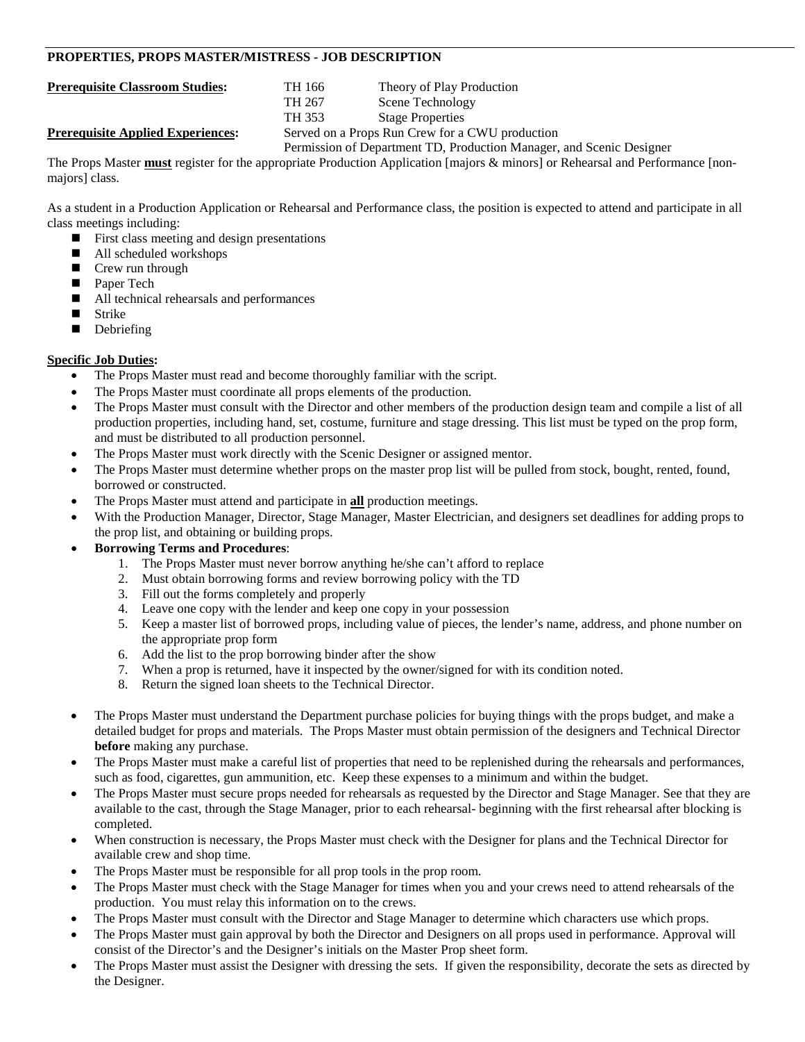**PROPERTIES, PROPS MASTER/MISTRESS - JOB DESCRIPTION**

| | | |
|---|---|---|
| **Prerequisite Classroom Studies:** | TH 166 | Theory of Play Production |
| | TH 267 | Scene Technology |
| | TH 353 | Stage Properties |
| **Prerequisite Applied Experiences:** | Served on a Props Run Crew for a CWU production | |
| | Permission of Department TD, Production Manager, and Scenic Designer | |

The Props Master **must** register for the appropriate Production Application [majors & minors] or Rehearsal and Performance [non-majors] class.

As a student in a Production Application or Rehearsal and Performance class, the position is expected to attend and participate in all class meetings including:

- First class meeting and design presentations
- All scheduled workshops
- Crew run through
- Paper Tech
- All technical rehearsals and performances
- Strike
- Debriefing

**Specific Job Duties:**

- The Props Master must read and become thoroughly familiar with the script.
- The Props Master must coordinate all props elements of the production.
- The Props Master must consult with the Director and other members of the production design team and compile a list of all production properties, including hand, set, costume, furniture and stage dressing. This list must be typed on the prop form, and must be distributed to all production personnel.
- The Props Master must work directly with the Scenic Designer or assigned mentor.
- The Props Master must determine whether props on the master prop list will be pulled from stock, bought, rented, found, borrowed or constructed.
- The Props Master must attend and participate in **all** production meetings.
- With the Production Manager, Director, Stage Manager, Master Electrician, and designers set deadlines for adding props to the prop list, and obtaining or building props.
- **Borrowing Terms and Procedures**:
  1. The Props Master must never borrow anything he/she can't afford to replace
  2. Must obtain borrowing forms and review borrowing policy with the TD
  3. Fill out the forms completely and properly
  4. Leave one copy with the lender and keep one copy in your possession
  5. Keep a master list of borrowed props, including value of pieces, the lender's name, address, and phone number on the appropriate prop form
  6. Add the list to the prop borrowing binder after the show
  7. When a prop is returned, have it inspected by the owner/signed for with its condition noted.
  8. Return the signed loan sheets to the Technical Director.

- The Props Master must understand the Department purchase policies for buying things with the props budget, and make a detailed budget for props and materials. The Props Master must obtain permission of the designers and Technical Director **before** making any purchase.
- The Props Master must make a careful list of properties that need to be replenished during the rehearsals and performances, such as food, cigarettes, gun ammunition, etc. Keep these expenses to a minimum and within the budget.
- The Props Master must secure props needed for rehearsals as requested by the Director and Stage Manager. See that they are available to the cast, through the Stage Manager, prior to each rehearsal- beginning with the first rehearsal after blocking is completed.
- When construction is necessary, the Props Master must check with the Designer for plans and the Technical Director for available crew and shop time.
- The Props Master must be responsible for all prop tools in the prop room.
- The Props Master must check with the Stage Manager for times when you and your crews need to attend rehearsals of the production. You must relay this information on to the crews.
- The Props Master must consult with the Director and Stage Manager to determine which characters use which props.
- The Props Master must gain approval by both the Director and Designers on all props used in performance. Approval will consist of the Director's and the Designer's initials on the Master Prop sheet form.
- The Props Master must assist the Designer with dressing the sets. If given the responsibility, decorate the sets as directed by the Designer.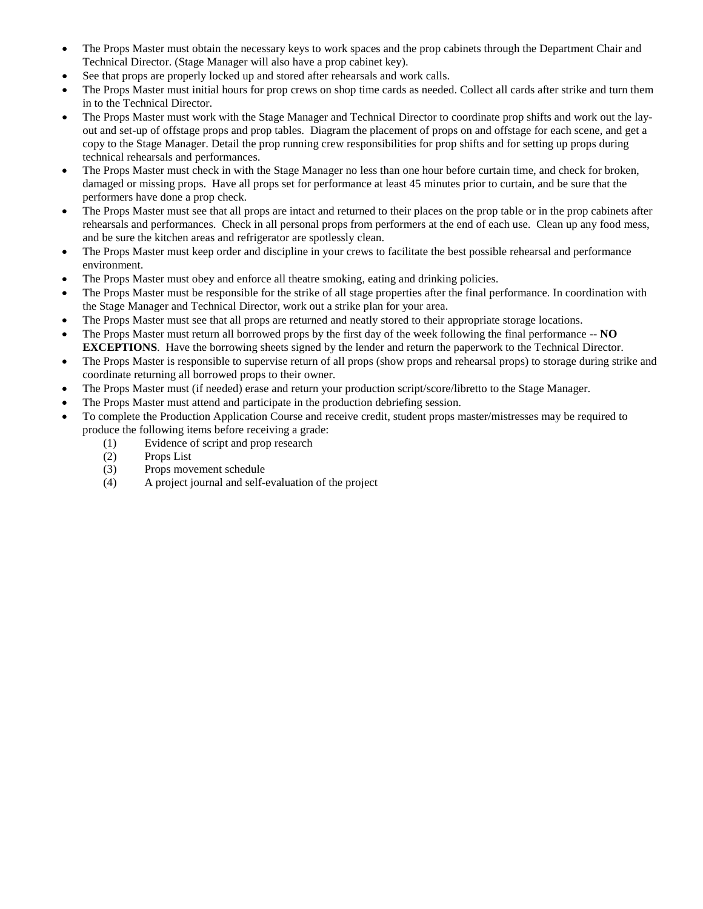- The Props Master must obtain the necessary keys to work spaces and the prop cabinets through the Department Chair and Technical Director. (Stage Manager will also have a prop cabinet key).
- See that props are properly locked up and stored after rehearsals and work calls.
- The Props Master must initial hours for prop crews on shop time cards as needed. Collect all cards after strike and turn them in to the Technical Director.
- The Props Master must work with the Stage Manager and Technical Director to coordinate prop shifts and work out the lay-out and set-up of offstage props and prop tables. Diagram the placement of props on and offstage for each scene, and get a copy to the Stage Manager. Detail the prop running crew responsibilities for prop shifts and for setting up props during technical rehearsals and performances.
- The Props Master must check in with the Stage Manager no less than one hour before curtain time, and check for broken, damaged or missing props. Have all props set for performance at least 45 minutes prior to curtain, and be sure that the performers have done a prop check.
- The Props Master must see that all props are intact and returned to their places on the prop table or in the prop cabinets after rehearsals and performances. Check in all personal props from performers at the end of each use. Clean up any food mess, and be sure the kitchen areas and refrigerator are spotlessly clean.
- The Props Master must keep order and discipline in your crews to facilitate the best possible rehearsal and performance environment.
- The Props Master must obey and enforce all theatre smoking, eating and drinking policies.
- The Props Master must be responsible for the strike of all stage properties after the final performance. In coordination with the Stage Manager and Technical Director, work out a strike plan for your area.
- The Props Master must see that all props are returned and neatly stored to their appropriate storage locations.
- The Props Master must return all borrowed props by the first day of the week following the final performance -- **NO EXCEPTIONS**. Have the borrowing sheets signed by the lender and return the paperwork to the Technical Director.
- The Props Master is responsible to supervise return of all props (show props and rehearsal props) to storage during strike and coordinate returning all borrowed props to their owner.
- The Props Master must (if needed) erase and return your production script/score/libretto to the Stage Manager.
- The Props Master must attend and participate in the production debriefing session.
- To complete the Production Application Course and receive credit, student props master/mistresses may be required to produce the following items before receiving a grade:
  - (1) Evidence of script and prop research
  - (2) Props List
  - (3) Props movement schedule
  - (4) A project journal and self-evaluation of the project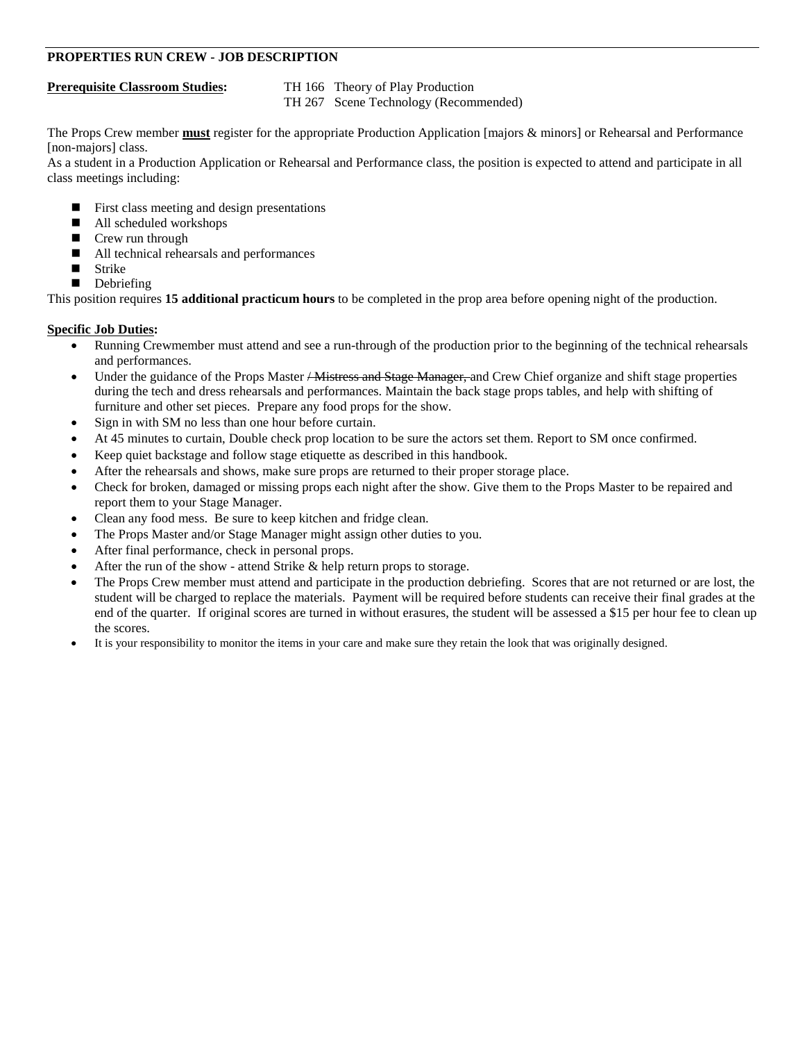## PROPERTIES RUN CREW - JOB DESCRIPTION

**Prerequisite Classroom Studies:** TH 166 Theory of Play Production
TH 267 Scene Technology (Recommended)

The Props Crew member **must** register for the appropriate Production Application [majors & minors] or Rehearsal and Performance [non-majors] class.

As a student in a Production Application or Rehearsal and Performance class, the position is expected to attend and participate in all class meetings including:

- First class meeting and design presentations
- All scheduled workshops
- Crew run through
- All technical rehearsals and performances
- Strike
- Debriefing

This position requires **15 additional practicum hours** to be completed in the prop area before opening night of the production.

**Specific Job Duties:**

- Running Crewmember must attend and see a run-through of the production prior to the beginning of the technical rehearsals and performances.
- Under the guidance of the Props Master ~~/ Mistress and Stage Manager,~~ and Crew Chief organize and shift stage properties during the tech and dress rehearsals and performances. Maintain the back stage props tables, and help with shifting of furniture and other set pieces. Prepare any food props for the show.
- Sign in with SM no less than one hour before curtain.
- At 45 minutes to curtain, Double check prop location to be sure the actors set them. Report to SM once confirmed.
- Keep quiet backstage and follow stage etiquette as described in this handbook.
- After the rehearsals and shows, make sure props are returned to their proper storage place.
- Check for broken, damaged or missing props each night after the show. Give them to the Props Master to be repaired and report them to your Stage Manager.
- Clean any food mess. Be sure to keep kitchen and fridge clean.
- The Props Master and/or Stage Manager might assign other duties to you.
- After final performance, check in personal props.
- After the run of the show - attend Strike & help return props to storage.
- The Props Crew member must attend and participate in the production debriefing. Scores that are not returned or are lost, the student will be charged to replace the materials. Payment will be required before students can receive their final grades at the end of the quarter. If original scores are turned in without erasures, the student will be assessed a $15 per hour fee to clean up the scores.
- It is your responsibility to monitor the items in your care and make sure they retain the look that was originally designed.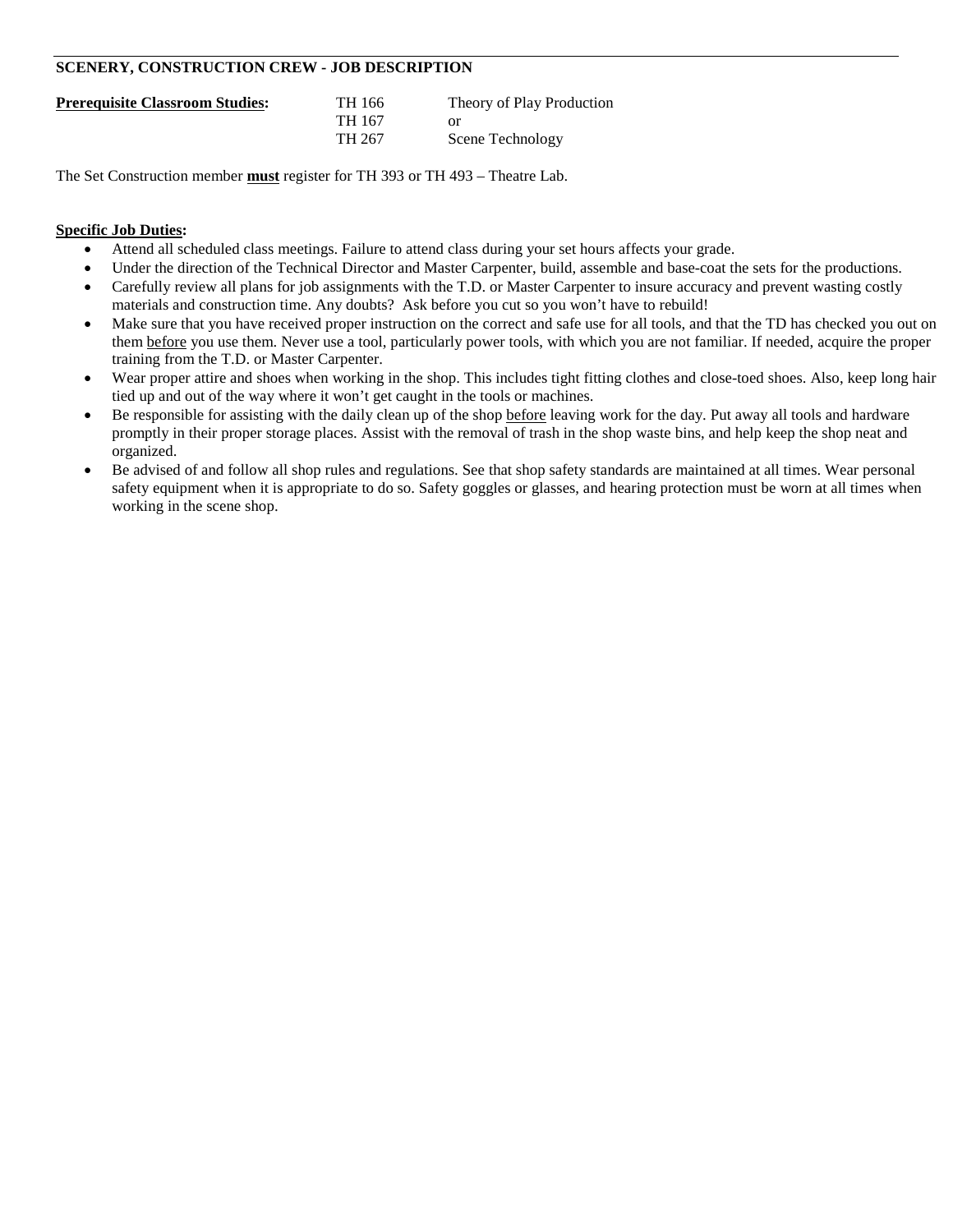## SCENERY, CONSTRUCTION CREW - JOB DESCRIPTION

| **Prerequisite Classroom Studies:** | | |
|---|---|---|
| | TH 166 | Theory of Play Production |
| | TH 167 | or |
| | TH 267 | Scene Technology |

The Set Construction member **must** register for TH 393 or TH 493 – Theatre Lab.

**Specific Job Duties:**

- Attend all scheduled class meetings. Failure to attend class during your set hours affects your grade.
- Under the direction of the Technical Director and Master Carpenter, build, assemble and base-coat the sets for the productions.
- Carefully review all plans for job assignments with the T.D. or Master Carpenter to insure accuracy and prevent wasting costly materials and construction time. Any doubts? Ask before you cut so you won't have to rebuild!
- Make sure that you have received proper instruction on the correct and safe use for all tools, and that the TD has checked you out on them before you use them. Never use a tool, particularly power tools, with which you are not familiar. If needed, acquire the proper training from the T.D. or Master Carpenter.
- Wear proper attire and shoes when working in the shop. This includes tight fitting clothes and close-toed shoes. Also, keep long hair tied up and out of the way where it won't get caught in the tools or machines.
- Be responsible for assisting with the daily clean up of the shop before leaving work for the day. Put away all tools and hardware promptly in their proper storage places. Assist with the removal of trash in the shop waste bins, and help keep the shop neat and organized.
- Be advised of and follow all shop rules and regulations. See that shop safety standards are maintained at all times. Wear personal safety equipment when it is appropriate to do so. Safety goggles or glasses, and hearing protection must be worn at all times when working in the scene shop.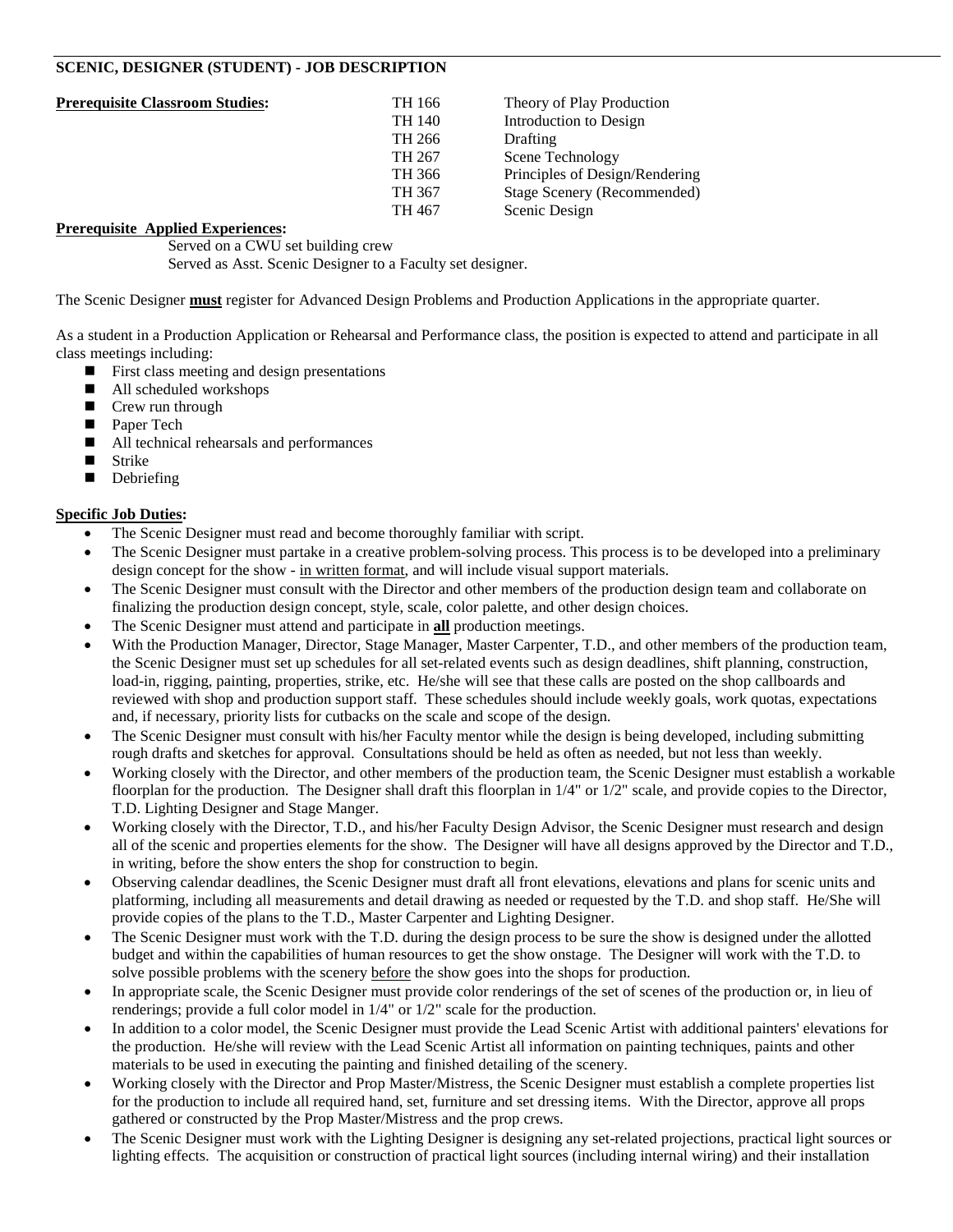**SCENIC, DESIGNER (STUDENT) - JOB DESCRIPTION**

**Prerequisite Classroom Studies:**

| | |
|---|---|
| TH 166 | Theory of Play Production |
| TH 140 | Introduction to Design |
| TH 266 | Drafting |
| TH 267 | Scene Technology |
| TH 366 | Principles of Design/Rendering |
| TH 367 | Stage Scenery (Recommended) |
| TH 467 | Scenic Design |

**Prerequisite Applied Experiences:**

Served on a CWU set building crew
Served as Asst. Scenic Designer to a Faculty set designer.

The Scenic Designer **must** register for Advanced Design Problems and Production Applications in the appropriate quarter.

As a student in a Production Application or Rehearsal and Performance class, the position is expected to attend and participate in all class meetings including:

- First class meeting and design presentations
- All scheduled workshops
- Crew run through
- Paper Tech
- All technical rehearsals and performances
- Strike
- Debriefing

**Specific Job Duties:**

- The Scenic Designer must read and become thoroughly familiar with script.
- The Scenic Designer must partake in a creative problem-solving process. This process is to be developed into a preliminary design concept for the show - in written format, and will include visual support materials.
- The Scenic Designer must consult with the Director and other members of the production design team and collaborate on finalizing the production design concept, style, scale, color palette, and other design choices.
- The Scenic Designer must attend and participate in **all** production meetings.
- With the Production Manager, Director, Stage Manager, Master Carpenter, T.D., and other members of the production team, the Scenic Designer must set up schedules for all set-related events such as design deadlines, shift planning, construction, load-in, rigging, painting, properties, strike, etc. He/she will see that these calls are posted on the shop callboards and reviewed with shop and production support staff. These schedules should include weekly goals, work quotas, expectations and, if necessary, priority lists for cutbacks on the scale and scope of the design.
- The Scenic Designer must consult with his/her Faculty mentor while the design is being developed, including submitting rough drafts and sketches for approval. Consultations should be held as often as needed, but not less than weekly.
- Working closely with the Director, and other members of the production team, the Scenic Designer must establish a workable floorplan for the production. The Designer shall draft this floorplan in 1/4" or 1/2" scale, and provide copies to the Director, T.D. Lighting Designer and Stage Manger.
- Working closely with the Director, T.D., and his/her Faculty Design Advisor, the Scenic Designer must research and design all of the scenic and properties elements for the show. The Designer will have all designs approved by the Director and T.D., in writing, before the show enters the shop for construction to begin.
- Observing calendar deadlines, the Scenic Designer must draft all front elevations, elevations and plans for scenic units and platforming, including all measurements and detail drawing as needed or requested by the T.D. and shop staff. He/She will provide copies of the plans to the T.D., Master Carpenter and Lighting Designer.
- The Scenic Designer must work with the T.D. during the design process to be sure the show is designed under the allotted budget and within the capabilities of human resources to get the show onstage. The Designer will work with the T.D. to solve possible problems with the scenery before the show goes into the shops for production.
- In appropriate scale, the Scenic Designer must provide color renderings of the set of scenes of the production or, in lieu of renderings; provide a full color model in 1/4" or 1/2" scale for the production.
- In addition to a color model, the Scenic Designer must provide the Lead Scenic Artist with additional painters' elevations for the production. He/she will review with the Lead Scenic Artist all information on painting techniques, paints and other materials to be used in executing the painting and finished detailing of the scenery.
- Working closely with the Director and Prop Master/Mistress, the Scenic Designer must establish a complete properties list for the production to include all required hand, set, furniture and set dressing items. With the Director, approve all props gathered or constructed by the Prop Master/Mistress and the prop crews.
- The Scenic Designer must work with the Lighting Designer is designing any set-related projections, practical light sources or lighting effects. The acquisition or construction of practical light sources (including internal wiring) and their installation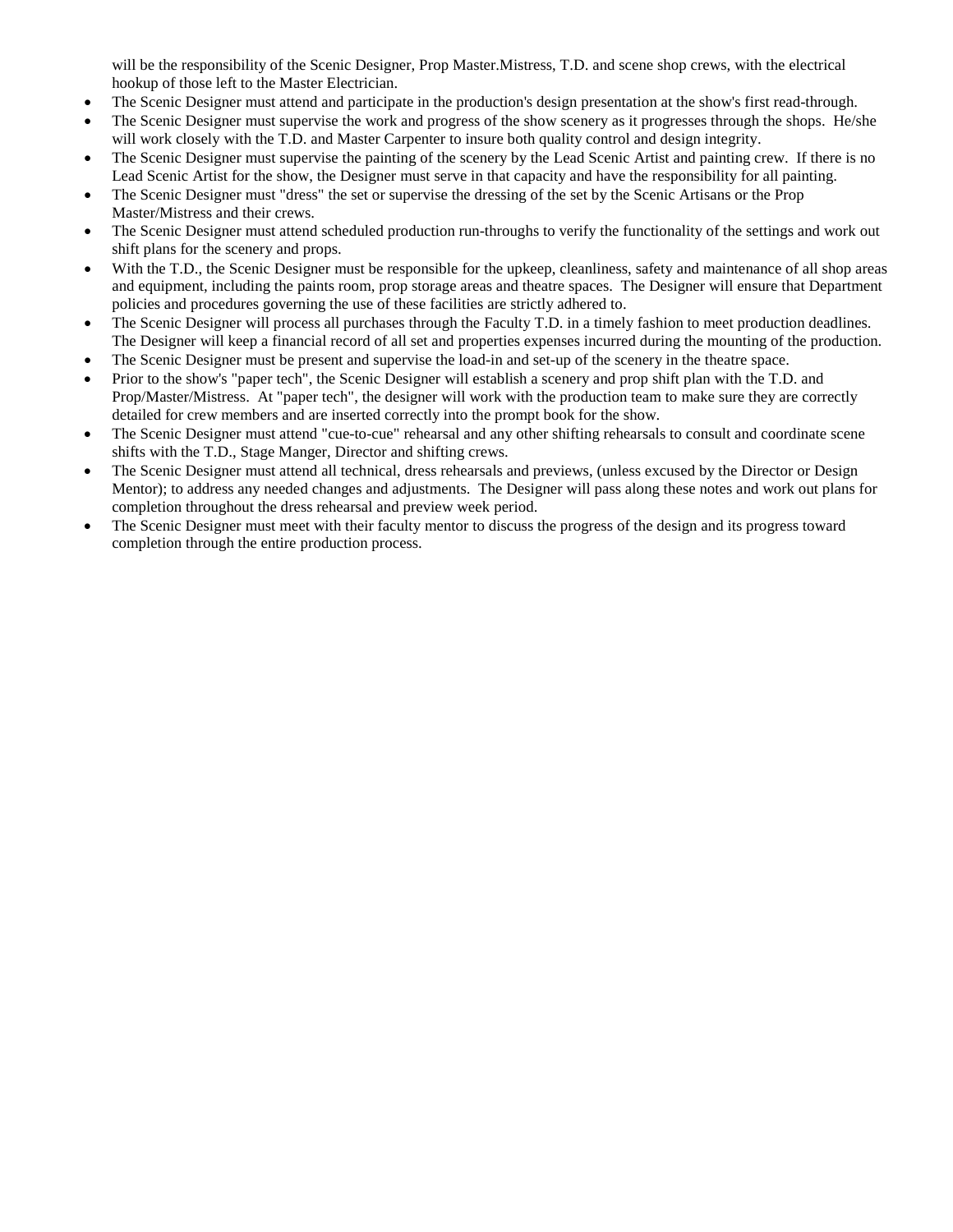will be the responsibility of the Scenic Designer, Prop Master.Mistress, T.D. and scene shop crews, with the electrical hookup of those left to the Master Electrician.

- The Scenic Designer must attend and participate in the production's design presentation at the show's first read-through.
- The Scenic Designer must supervise the work and progress of the show scenery as it progresses through the shops. He/she will work closely with the T.D. and Master Carpenter to insure both quality control and design integrity.
- The Scenic Designer must supervise the painting of the scenery by the Lead Scenic Artist and painting crew. If there is no Lead Scenic Artist for the show, the Designer must serve in that capacity and have the responsibility for all painting.
- The Scenic Designer must "dress" the set or supervise the dressing of the set by the Scenic Artisans or the Prop Master/Mistress and their crews.
- The Scenic Designer must attend scheduled production run-throughs to verify the functionality of the settings and work out shift plans for the scenery and props.
- With the T.D., the Scenic Designer must be responsible for the upkeep, cleanliness, safety and maintenance of all shop areas and equipment, including the paints room, prop storage areas and theatre spaces. The Designer will ensure that Department policies and procedures governing the use of these facilities are strictly adhered to.
- The Scenic Designer will process all purchases through the Faculty T.D. in a timely fashion to meet production deadlines. The Designer will keep a financial record of all set and properties expenses incurred during the mounting of the production.
- The Scenic Designer must be present and supervise the load-in and set-up of the scenery in the theatre space.
- Prior to the show's "paper tech", the Scenic Designer will establish a scenery and prop shift plan with the T.D. and Prop/Master/Mistress. At "paper tech", the designer will work with the production team to make sure they are correctly detailed for crew members and are inserted correctly into the prompt book for the show.
- The Scenic Designer must attend "cue-to-cue" rehearsal and any other shifting rehearsals to consult and coordinate scene shifts with the T.D., Stage Manger, Director and shifting crews.
- The Scenic Designer must attend all technical, dress rehearsals and previews, (unless excused by the Director or Design Mentor); to address any needed changes and adjustments. The Designer will pass along these notes and work out plans for completion throughout the dress rehearsal and preview week period.
- The Scenic Designer must meet with their faculty mentor to discuss the progress of the design and its progress toward completion through the entire production process.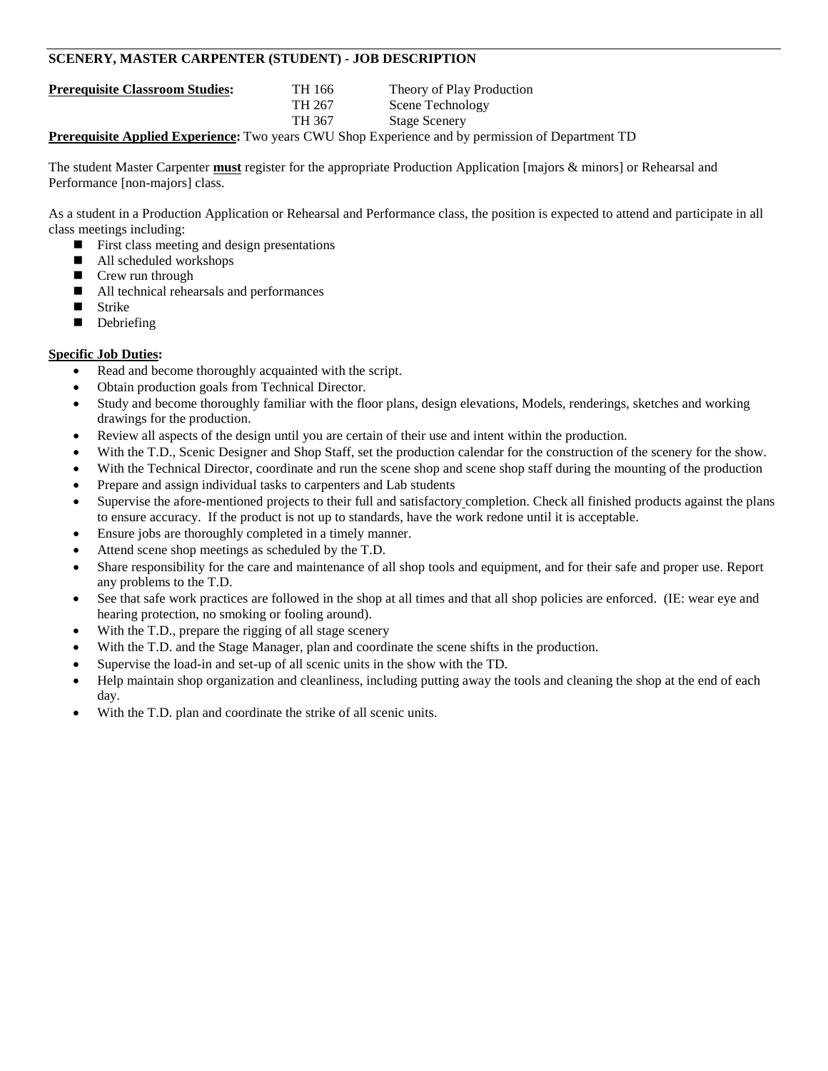## SCENERY, MASTER CARPENTER (STUDENT) - JOB DESCRIPTION

| **Prerequisite Classroom Studies:** | TH 166 | Theory of Play Production |
| --- | --- | --- |
| | TH 267 | Scene Technology |
| | TH 367 | Stage Scenery |

**Prerequisite Applied Experience:** Two years CWU Shop Experience and by permission of Department TD

The student Master Carpenter **must** register for the appropriate Production Application [majors & minors] or Rehearsal and Performance [non-majors] class.

As a student in a Production Application or Rehearsal and Performance class, the position is expected to attend and participate in all class meetings including:

- First class meeting and design presentations
- All scheduled workshops
- Crew run through
- All technical rehearsals and performances
- Strike
- Debriefing

**Specific Job Duties:**

- Read and become thoroughly acquainted with the script.
- Obtain production goals from Technical Director.
- Study and become thoroughly familiar with the floor plans, design elevations, Models, renderings, sketches and working drawings for the production.
- Review all aspects of the design until you are certain of their use and intent within the production.
- With the T.D., Scenic Designer and Shop Staff, set the production calendar for the construction of the scenery for the show.
- With the Technical Director, coordinate and run the scene shop and scene shop staff during the mounting of the production
- Prepare and assign individual tasks to carpenters and Lab students
- Supervise the afore-mentioned projects to their full and satisfactory completion. Check all finished products against the plans to ensure accuracy. If the product is not up to standards, have the work redone until it is acceptable.
- Ensure jobs are thoroughly completed in a timely manner.
- Attend scene shop meetings as scheduled by the T.D.
- Share responsibility for the care and maintenance of all shop tools and equipment, and for their safe and proper use. Report any problems to the T.D.
- See that safe work practices are followed in the shop at all times and that all shop policies are enforced. (IE: wear eye and hearing protection, no smoking or fooling around).
- With the T.D., prepare the rigging of all stage scenery
- With the T.D. and the Stage Manager, plan and coordinate the scene shifts in the production.
- Supervise the load-in and set-up of all scenic units in the show with the TD.
- Help maintain shop organization and cleanliness, including putting away the tools and cleaning the shop at the end of each day.
- With the T.D. plan and coordinate the strike of all scenic units.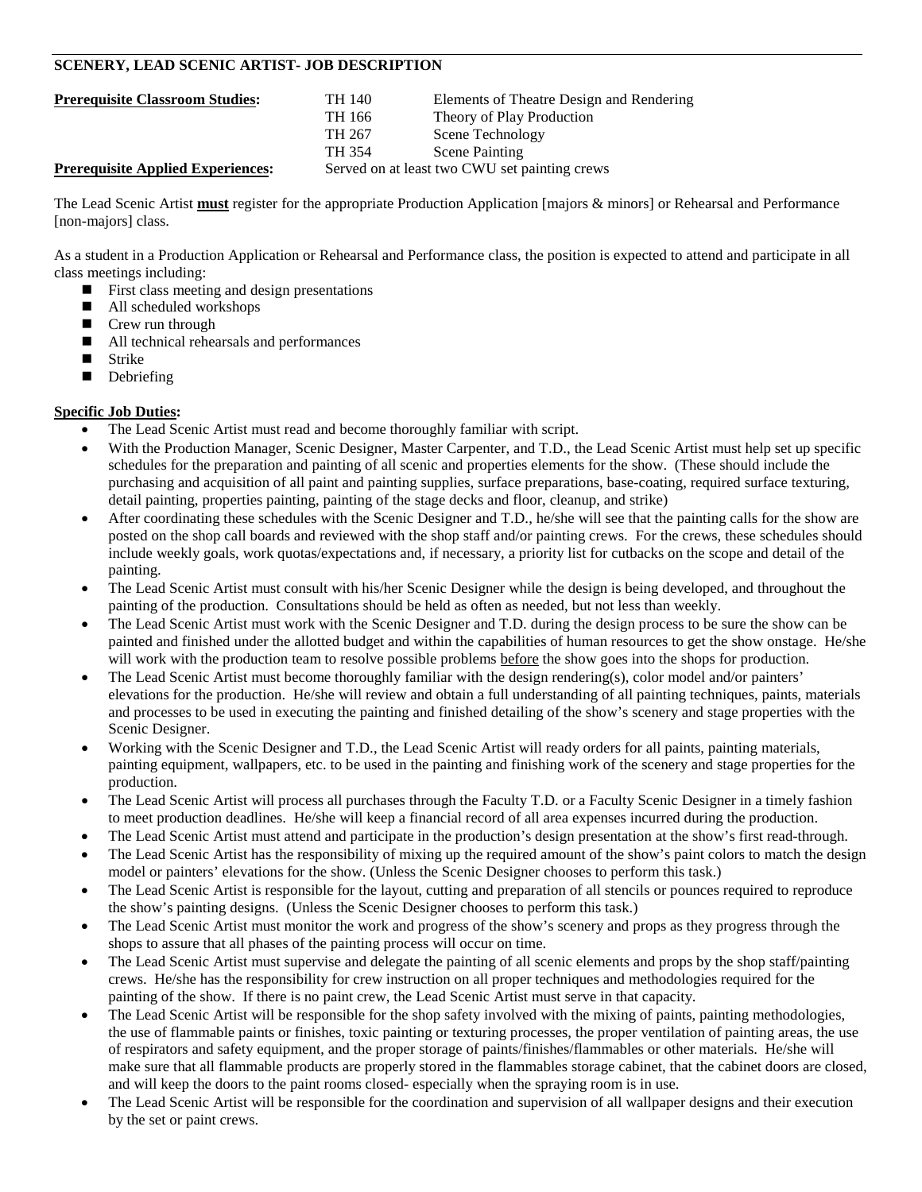**SCENERY, LEAD SCENIC ARTIST- JOB DESCRIPTION**

| **Prerequisite Classroom Studies:** | TH 140 | Elements of Theatre Design and Rendering |
|---|---|---|
| | TH 166 | Theory of Play Production |
| | TH 267 | Scene Technology |
| | TH 354 | Scene Painting |
| **Prerequisite Applied Experiences:** | Served on at least two CWU set painting crews | |

The Lead Scenic Artist **must** register for the appropriate Production Application [majors & minors] or Rehearsal and Performance [non-majors] class.

As a student in a Production Application or Rehearsal and Performance class, the position is expected to attend and participate in all class meetings including:

- First class meeting and design presentations
- All scheduled workshops
- Crew run through
- All technical rehearsals and performances
- Strike
- Debriefing

**Specific Job Duties:**

- The Lead Scenic Artist must read and become thoroughly familiar with script.
- With the Production Manager, Scenic Designer, Master Carpenter, and T.D., the Lead Scenic Artist must help set up specific schedules for the preparation and painting of all scenic and properties elements for the show. (These should include the purchasing and acquisition of all paint and painting supplies, surface preparations, base-coating, required surface texturing, detail painting, properties painting, painting of the stage decks and floor, cleanup, and strike)
- After coordinating these schedules with the Scenic Designer and T.D., he/she will see that the painting calls for the show are posted on the shop call boards and reviewed with the shop staff and/or painting crews. For the crews, these schedules should include weekly goals, work quotas/expectations and, if necessary, a priority list for cutbacks on the scope and detail of the painting.
- The Lead Scenic Artist must consult with his/her Scenic Designer while the design is being developed, and throughout the painting of the production. Consultations should be held as often as needed, but not less than weekly.
- The Lead Scenic Artist must work with the Scenic Designer and T.D. during the design process to be sure the show can be painted and finished under the allotted budget and within the capabilities of human resources to get the show onstage. He/she will work with the production team to resolve possible problems before the show goes into the shops for production.
- The Lead Scenic Artist must become thoroughly familiar with the design rendering(s), color model and/or painters' elevations for the production. He/she will review and obtain a full understanding of all painting techniques, paints, materials and processes to be used in executing the painting and finished detailing of the show's scenery and stage properties with the Scenic Designer.
- Working with the Scenic Designer and T.D., the Lead Scenic Artist will ready orders for all paints, painting materials, painting equipment, wallpapers, etc. to be used in the painting and finishing work of the scenery and stage properties for the production.
- The Lead Scenic Artist will process all purchases through the Faculty T.D. or a Faculty Scenic Designer in a timely fashion to meet production deadlines. He/she will keep a financial record of all area expenses incurred during the production.
- The Lead Scenic Artist must attend and participate in the production's design presentation at the show's first read-through.
- The Lead Scenic Artist has the responsibility of mixing up the required amount of the show's paint colors to match the design model or painters' elevations for the show. (Unless the Scenic Designer chooses to perform this task.)
- The Lead Scenic Artist is responsible for the layout, cutting and preparation of all stencils or pounces required to reproduce the show's painting designs. (Unless the Scenic Designer chooses to perform this task.)
- The Lead Scenic Artist must monitor the work and progress of the show's scenery and props as they progress through the shops to assure that all phases of the painting process will occur on time.
- The Lead Scenic Artist must supervise and delegate the painting of all scenic elements and props by the shop staff/painting crews. He/she has the responsibility for crew instruction on all proper techniques and methodologies required for the painting of the show. If there is no paint crew, the Lead Scenic Artist must serve in that capacity.
- The Lead Scenic Artist will be responsible for the shop safety involved with the mixing of paints, painting methodologies, the use of flammable paints or finishes, toxic painting or texturing processes, the proper ventilation of painting areas, the use of respirators and safety equipment, and the proper storage of paints/finishes/flammables or other materials. He/she will make sure that all flammable products are properly stored in the flammables storage cabinet, that the cabinet doors are closed, and will keep the doors to the paint rooms closed- especially when the spraying room is in use.
- The Lead Scenic Artist will be responsible for the coordination and supervision of all wallpaper designs and their execution by the set or paint crews.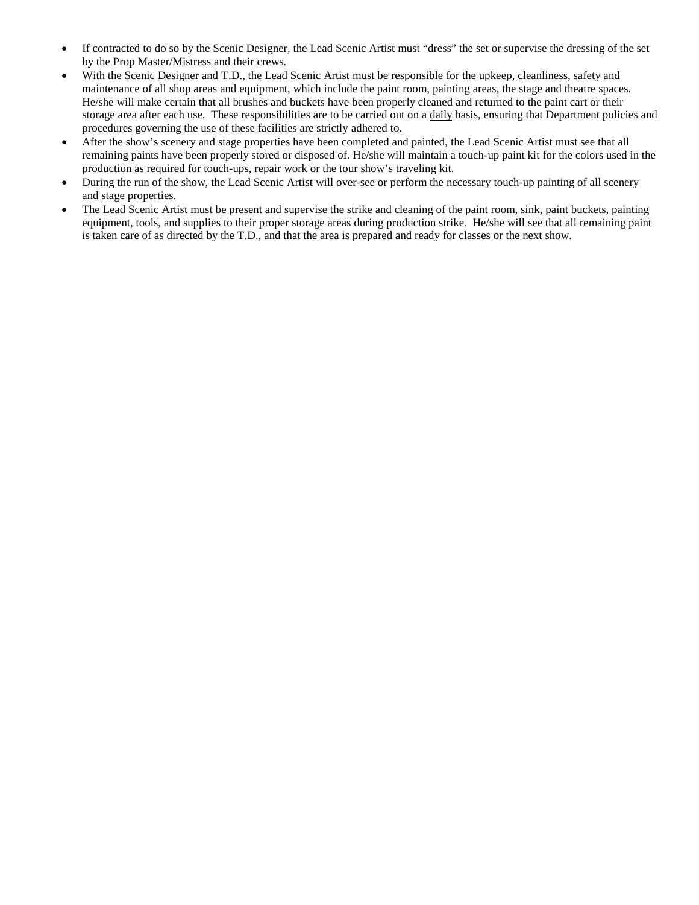- If contracted to do so by the Scenic Designer, the Lead Scenic Artist must “dress” the set or supervise the dressing of the set by the Prop Master/Mistress and their crews.
- With the Scenic Designer and T.D., the Lead Scenic Artist must be responsible for the upkeep, cleanliness, safety and maintenance of all shop areas and equipment, which include the paint room, painting areas, the stage and theatre spaces. He/she will make certain that all brushes and buckets have been properly cleaned and returned to the paint cart or their storage area after each use. These responsibilities are to be carried out on a <u>daily</u> basis, ensuring that Department policies and procedures governing the use of these facilities are strictly adhered to.
- After the show’s scenery and stage properties have been completed and painted, the Lead Scenic Artist must see that all remaining paints have been properly stored or disposed of. He/she will maintain a touch-up paint kit for the colors used in the production as required for touch-ups, repair work or the tour show’s traveling kit.
- During the run of the show, the Lead Scenic Artist will over-see or perform the necessary touch-up painting of all scenery and stage properties.
- The Lead Scenic Artist must be present and supervise the strike and cleaning of the paint room, sink, paint buckets, painting equipment, tools, and supplies to their proper storage areas during production strike. He/she will see that all remaining paint is taken care of as directed by the T.D., and that the area is prepared and ready for classes or the next show.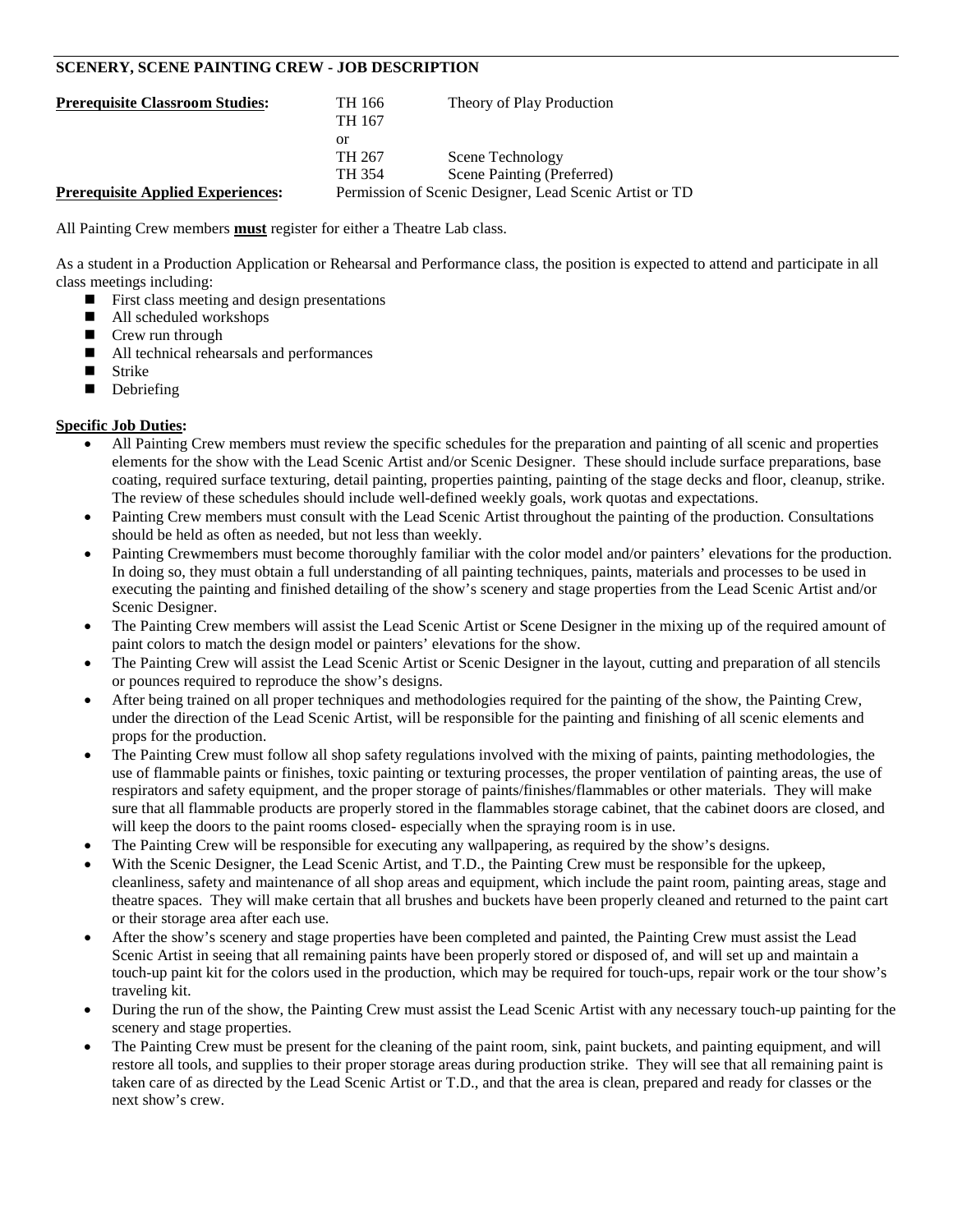## SCENERY, SCENE PAINTING CREW - JOB DESCRIPTION

| **Prerequisite Classroom Studies:** | TH 166 | Theory of Play Production |
|---|---|---|
| | TH 167 | |
| | or | |
| | TH 267 | Scene Technology |
| | TH 354 | Scene Painting (Preferred) |
| **Prerequisite Applied Experiences:** | Permission of Scenic Designer, Lead Scenic Artist or TD | |

All Painting Crew members **must** register for either a Theatre Lab class.

As a student in a Production Application or Rehearsal and Performance class, the position is expected to attend and participate in all class meetings including:

- First class meeting and design presentations
- All scheduled workshops
- Crew run through
- All technical rehearsals and performances
- Strike
- Debriefing

**Specific Job Duties:**

- All Painting Crew members must review the specific schedules for the preparation and painting of all scenic and properties elements for the show with the Lead Scenic Artist and/or Scenic Designer. These should include surface preparations, base coating, required surface texturing, detail painting, properties painting, painting of the stage decks and floor, cleanup, strike. The review of these schedules should include well-defined weekly goals, work quotas and expectations.
- Painting Crew members must consult with the Lead Scenic Artist throughout the painting of the production. Consultations should be held as often as needed, but not less than weekly.
- Painting Crewmembers must become thoroughly familiar with the color model and/or painters' elevations for the production. In doing so, they must obtain a full understanding of all painting techniques, paints, materials and processes to be used in executing the painting and finished detailing of the show's scenery and stage properties from the Lead Scenic Artist and/or Scenic Designer.
- The Painting Crew members will assist the Lead Scenic Artist or Scene Designer in the mixing up of the required amount of paint colors to match the design model or painters' elevations for the show.
- The Painting Crew will assist the Lead Scenic Artist or Scenic Designer in the layout, cutting and preparation of all stencils or pounces required to reproduce the show's designs.
- After being trained on all proper techniques and methodologies required for the painting of the show, the Painting Crew, under the direction of the Lead Scenic Artist, will be responsible for the painting and finishing of all scenic elements and props for the production.
- The Painting Crew must follow all shop safety regulations involved with the mixing of paints, painting methodologies, the use of flammable paints or finishes, toxic painting or texturing processes, the proper ventilation of painting areas, the use of respirators and safety equipment, and the proper storage of paints/finishes/flammables or other materials. They will make sure that all flammable products are properly stored in the flammables storage cabinet, that the cabinet doors are closed, and will keep the doors to the paint rooms closed- especially when the spraying room is in use.
- The Painting Crew will be responsible for executing any wallpapering, as required by the show's designs.
- With the Scenic Designer, the Lead Scenic Artist, and T.D., the Painting Crew must be responsible for the upkeep, cleanliness, safety and maintenance of all shop areas and equipment, which include the paint room, painting areas, stage and theatre spaces. They will make certain that all brushes and buckets have been properly cleaned and returned to the paint cart or their storage area after each use.
- After the show's scenery and stage properties have been completed and painted, the Painting Crew must assist the Lead Scenic Artist in seeing that all remaining paints have been properly stored or disposed of, and will set up and maintain a touch-up paint kit for the colors used in the production, which may be required for touch-ups, repair work or the tour show's traveling kit.
- During the run of the show, the Painting Crew must assist the Lead Scenic Artist with any necessary touch-up painting for the scenery and stage properties.
- The Painting Crew must be present for the cleaning of the paint room, sink, paint buckets, and painting equipment, and will restore all tools, and supplies to their proper storage areas during production strike. They will see that all remaining paint is taken care of as directed by the Lead Scenic Artist or T.D., and that the area is clean, prepared and ready for classes or the next show's crew.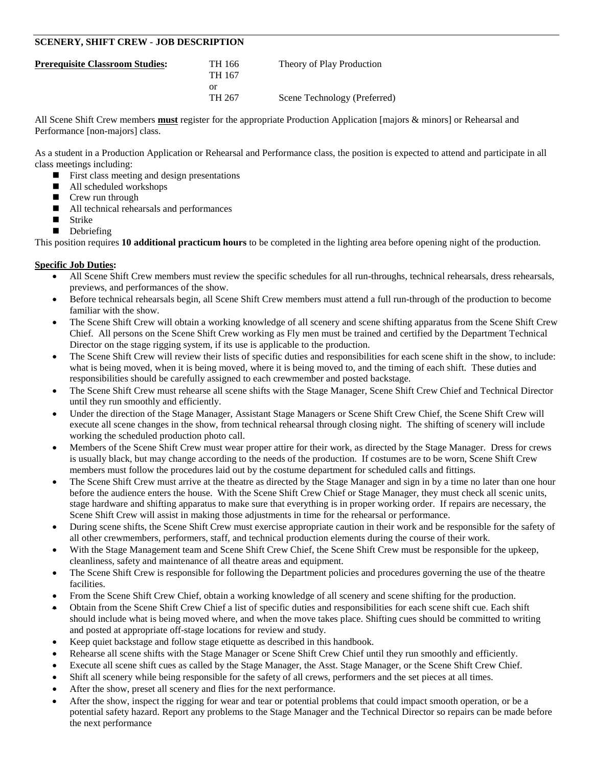**SCENERY, SHIFT CREW - JOB DESCRIPTION**

| **Prerequisite Classroom Studies:** | TH 166 | Theory of Play Production |
|---|---|---|
| | TH 167 | |
| | or | |
| | TH 267 | Scene Technology (Preferred) |

All Scene Shift Crew members **must** register for the appropriate Production Application [majors & minors] or Rehearsal and Performance [non-majors] class.

As a student in a Production Application or Rehearsal and Performance class, the position is expected to attend and participate in all class meetings including:

- First class meeting and design presentations
- All scheduled workshops
- Crew run through
- All technical rehearsals and performances
- Strike
- Debriefing

This position requires **10 additional practicum hours** to be completed in the lighting area before opening night of the production.

**Specific Job Duties:**

- All Scene Shift Crew members must review the specific schedules for all run-throughs, technical rehearsals, dress rehearsals, previews, and performances of the show.
- Before technical rehearsals begin, all Scene Shift Crew members must attend a full run-through of the production to become familiar with the show.
- The Scene Shift Crew will obtain a working knowledge of all scenery and scene shifting apparatus from the Scene Shift Crew Chief. All persons on the Scene Shift Crew working as Fly men must be trained and certified by the Department Technical Director on the stage rigging system, if its use is applicable to the production.
- The Scene Shift Crew will review their lists of specific duties and responsibilities for each scene shift in the show, to include: what is being moved, when it is being moved, where it is being moved to, and the timing of each shift. These duties and responsibilities should be carefully assigned to each crewmember and posted backstage.
- The Scene Shift Crew must rehearse all scene shifts with the Stage Manager, Scene Shift Crew Chief and Technical Director until they run smoothly and efficiently.
- Under the direction of the Stage Manager, Assistant Stage Managers or Scene Shift Crew Chief, the Scene Shift Crew will execute all scene changes in the show, from technical rehearsal through closing night. The shifting of scenery will include working the scheduled production photo call.
- Members of the Scene Shift Crew must wear proper attire for their work, as directed by the Stage Manager. Dress for crews is usually black, but may change according to the needs of the production. If costumes are to be worn, Scene Shift Crew members must follow the procedures laid out by the costume department for scheduled calls and fittings.
- The Scene Shift Crew must arrive at the theatre as directed by the Stage Manager and sign in by a time no later than one hour before the audience enters the house. With the Scene Shift Crew Chief or Stage Manager, they must check all scenic units, stage hardware and shifting apparatus to make sure that everything is in proper working order. If repairs are necessary, the Scene Shift Crew will assist in making those adjustments in time for the rehearsal or performance.
- During scene shifts, the Scene Shift Crew must exercise appropriate caution in their work and be responsible for the safety of all other crewmembers, performers, staff, and technical production elements during the course of their work.
- With the Stage Management team and Scene Shift Crew Chief, the Scene Shift Crew must be responsible for the upkeep, cleanliness, safety and maintenance of all theatre areas and equipment.
- The Scene Shift Crew is responsible for following the Department policies and procedures governing the use of the theatre facilities.
- From the Scene Shift Crew Chief, obtain a working knowledge of all scenery and scene shifting for the production.
- Obtain from the Scene Shift Crew Chief a list of specific duties and responsibilities for each scene shift cue. Each shift should include what is being moved where, and when the move takes place. Shifting cues should be committed to writing and posted at appropriate off-stage locations for review and study.
- Keep quiet backstage and follow stage etiquette as described in this handbook.
- Rehearse all scene shifts with the Stage Manager or Scene Shift Crew Chief until they run smoothly and efficiently.
- Execute all scene shift cues as called by the Stage Manager, the Asst. Stage Manager, or the Scene Shift Crew Chief.
- Shift all scenery while being responsible for the safety of all crews, performers and the set pieces at all times.
- After the show, preset all scenery and flies for the next performance.
- After the show, inspect the rigging for wear and tear or potential problems that could impact smooth operation, or be a potential safety hazard. Report any problems to the Stage Manager and the Technical Director so repairs can be made before the next performance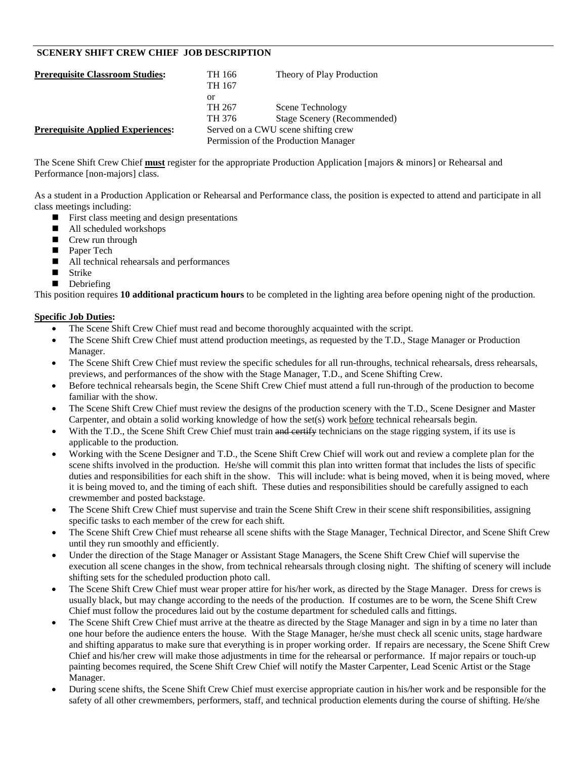**SCENERY SHIFT CREW CHIEF JOB DESCRIPTION**

| | | |
|---|---|---|
| **Prerequisite Classroom Studies:** | TH 166 | Theory of Play Production |
| | TH 167 | |
| | or | |
| | TH 267 | Scene Technology |
| | TH 376 | Stage Scenery (Recommended) |
| **Prerequisite Applied Experiences:** | Served on a CWU scene shifting crew | |
| | Permission of the Production Manager | |

The Scene Shift Crew Chief **must** register for the appropriate Production Application [majors & minors] or Rehearsal and Performance [non-majors] class.

As a student in a Production Application or Rehearsal and Performance class, the position is expected to attend and participate in all class meetings including:

- First class meeting and design presentations
- All scheduled workshops
- Crew run through
- Paper Tech
- All technical rehearsals and performances
- Strike
- Debriefing

This position requires **10 additional practicum hours** to be completed in the lighting area before opening night of the production.

**Specific Job Duties:**

- The Scene Shift Crew Chief must read and become thoroughly acquainted with the script.
- The Scene Shift Crew Chief must attend production meetings, as requested by the T.D., Stage Manager or Production Manager.
- The Scene Shift Crew Chief must review the specific schedules for all run-throughs, technical rehearsals, dress rehearsals, previews, and performances of the show with the Stage Manager, T.D., and Scene Shifting Crew.
- Before technical rehearsals begin, the Scene Shift Crew Chief must attend a full run-through of the production to become familiar with the show.
- The Scene Shift Crew Chief must review the designs of the production scenery with the T.D., Scene Designer and Master Carpenter, and obtain a solid working knowledge of how the set(s) work before technical rehearsals begin.
- With the T.D., the Scene Shift Crew Chief must train ~~and certify~~ technicians on the stage rigging system, if its use is applicable to the production.
- Working with the Scene Designer and T.D., the Scene Shift Crew Chief will work out and review a complete plan for the scene shifts involved in the production. He/she will commit this plan into written format that includes the lists of specific duties and responsibilities for each shift in the show. This will include: what is being moved, when it is being moved, where it is being moved to, and the timing of each shift. These duties and responsibilities should be carefully assigned to each crewmember and posted backstage.
- The Scene Shift Crew Chief must supervise and train the Scene Shift Crew in their scene shift responsibilities, assigning specific tasks to each member of the crew for each shift.
- The Scene Shift Crew Chief must rehearse all scene shifts with the Stage Manager, Technical Director, and Scene Shift Crew until they run smoothly and efficiently.
- Under the direction of the Stage Manager or Assistant Stage Managers, the Scene Shift Crew Chief will supervise the execution all scene changes in the show, from technical rehearsals through closing night. The shifting of scenery will include shifting sets for the scheduled production photo call.
- The Scene Shift Crew Chief must wear proper attire for his/her work, as directed by the Stage Manager. Dress for crews is usually black, but may change according to the needs of the production. If costumes are to be worn, the Scene Shift Crew Chief must follow the procedures laid out by the costume department for scheduled calls and fittings.
- The Scene Shift Crew Chief must arrive at the theatre as directed by the Stage Manager and sign in by a time no later than one hour before the audience enters the house. With the Stage Manager, he/she must check all scenic units, stage hardware and shifting apparatus to make sure that everything is in proper working order. If repairs are necessary, the Scene Shift Crew Chief and his/her crew will make those adjustments in time for the rehearsal or performance. If major repairs or touch-up painting becomes required, the Scene Shift Crew Chief will notify the Master Carpenter, Lead Scenic Artist or the Stage Manager.
- During scene shifts, the Scene Shift Crew Chief must exercise appropriate caution in his/her work and be responsible for the safety of all other crewmembers, performers, staff, and technical production elements during the course of shifting. He/she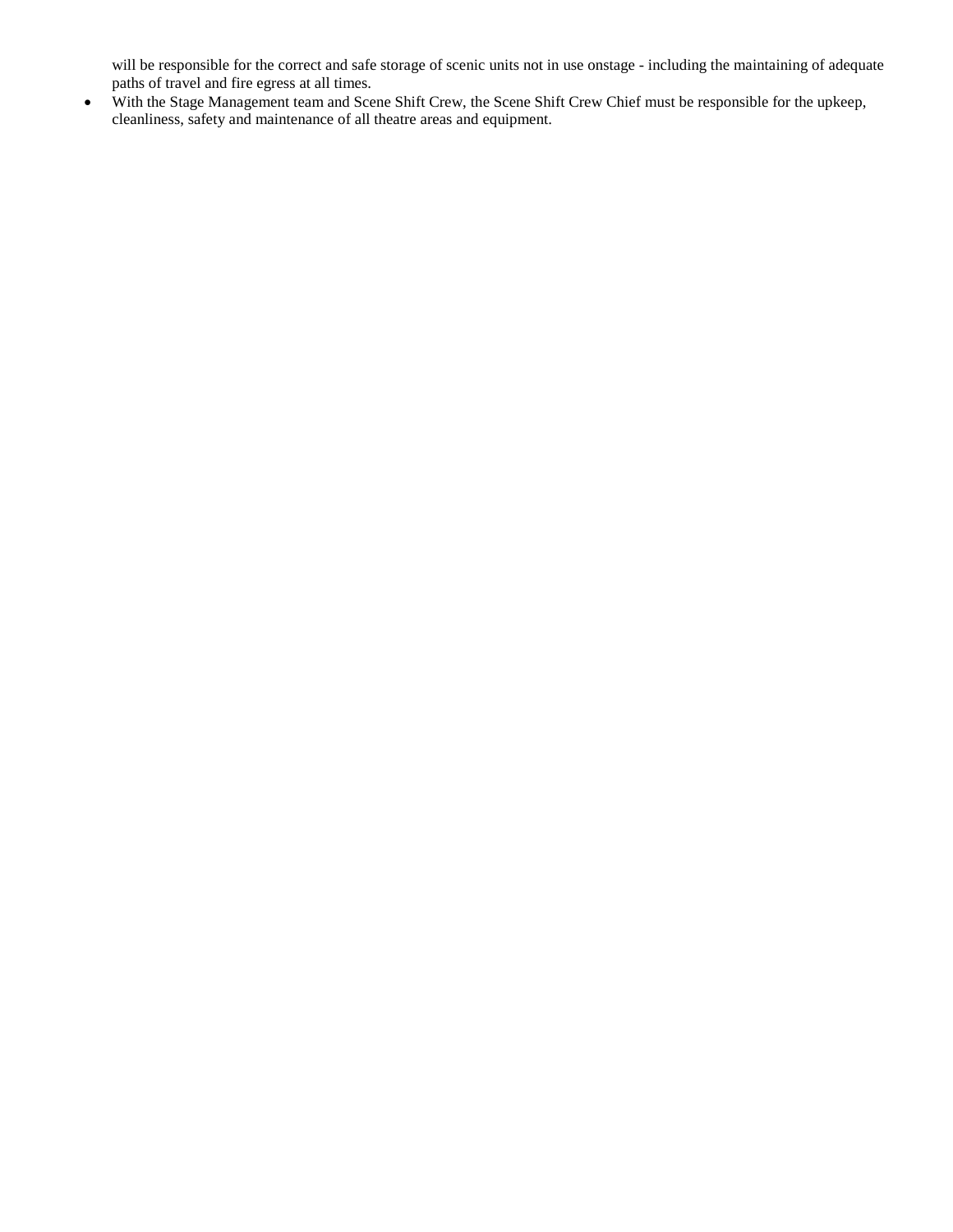will be responsible for the correct and safe storage of scenic units not in use onstage - including the maintaining of adequate paths of travel and fire egress at all times.

- With the Stage Management team and Scene Shift Crew, the Scene Shift Crew Chief must be responsible for the upkeep, cleanliness, safety and maintenance of all theatre areas and equipment.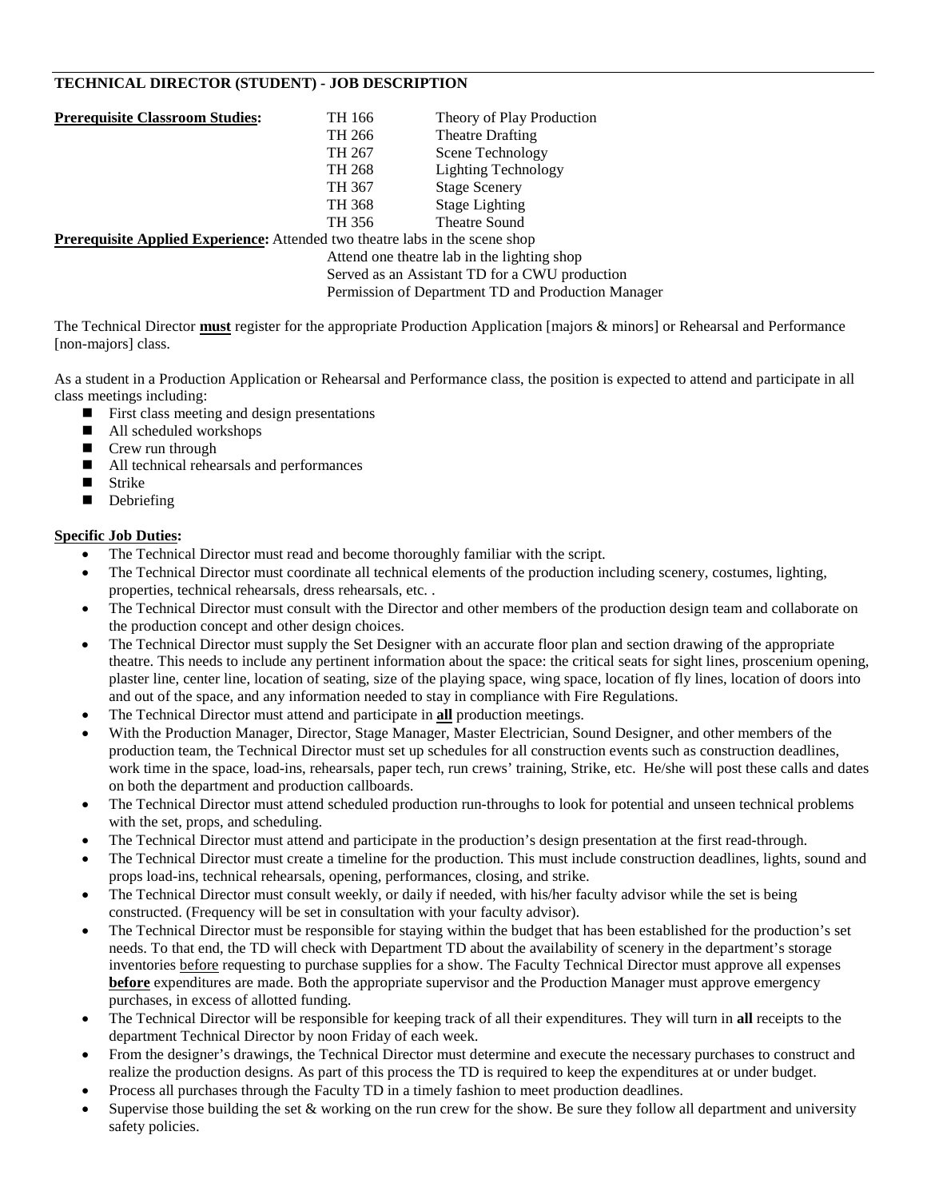## TECHNICAL DIRECTOR (STUDENT) - JOB DESCRIPTION

**Prerequisite Classroom Studies:**

| | |
|---|---|
| TH 166 | Theory of Play Production |
| TH 266 | Theatre Drafting |
| TH 267 | Scene Technology |
| TH 268 | Lighting Technology |
| TH 367 | Stage Scenery |
| TH 368 | Stage Lighting |
| TH 356 | Theatre Sound |

**Prerequisite Applied Experience:** Attended two theatre labs in the scene shop
Attend one theatre lab in the lighting shop
Served as an Assistant TD for a CWU production
Permission of Department TD and Production Manager

The Technical Director **must** register for the appropriate Production Application [majors & minors] or Rehearsal and Performance [non-majors] class.

As a student in a Production Application or Rehearsal and Performance class, the position is expected to attend and participate in all class meetings including:

- First class meeting and design presentations
- All scheduled workshops
- Crew run through
- All technical rehearsals and performances
- Strike
- Debriefing

**Specific Job Duties:**

- The Technical Director must read and become thoroughly familiar with the script.
- The Technical Director must coordinate all technical elements of the production including scenery, costumes, lighting, properties, technical rehearsals, dress rehearsals, etc. .
- The Technical Director must consult with the Director and other members of the production design team and collaborate on the production concept and other design choices.
- The Technical Director must supply the Set Designer with an accurate floor plan and section drawing of the appropriate theatre. This needs to include any pertinent information about the space: the critical seats for sight lines, proscenium opening, plaster line, center line, location of seating, size of the playing space, wing space, location of fly lines, location of doors into and out of the space, and any information needed to stay in compliance with Fire Regulations.
- The Technical Director must attend and participate in **all** production meetings.
- With the Production Manager, Director, Stage Manager, Master Electrician, Sound Designer, and other members of the production team, the Technical Director must set up schedules for all construction events such as construction deadlines, work time in the space, load-ins, rehearsals, paper tech, run crews' training, Strike, etc. He/she will post these calls and dates on both the department and production callboards.
- The Technical Director must attend scheduled production run-throughs to look for potential and unseen technical problems with the set, props, and scheduling.
- The Technical Director must attend and participate in the production's design presentation at the first read-through.
- The Technical Director must create a timeline for the production. This must include construction deadlines, lights, sound and props load-ins, technical rehearsals, opening, performances, closing, and strike.
- The Technical Director must consult weekly, or daily if needed, with his/her faculty advisor while the set is being constructed. (Frequency will be set in consultation with your faculty advisor).
- The Technical Director must be responsible for staying within the budget that has been established for the production's set needs. To that end, the TD will check with Department TD about the availability of scenery in the department's storage inventories before requesting to purchase supplies for a show. The Faculty Technical Director must approve all expenses **before** expenditures are made. Both the appropriate supervisor and the Production Manager must approve emergency purchases, in excess of allotted funding.
- The Technical Director will be responsible for keeping track of all their expenditures. They will turn in **all** receipts to the department Technical Director by noon Friday of each week.
- From the designer's drawings, the Technical Director must determine and execute the necessary purchases to construct and realize the production designs. As part of this process the TD is required to keep the expenditures at or under budget.
- Process all purchases through the Faculty TD in a timely fashion to meet production deadlines.
- Supervise those building the set & working on the run crew for the show. Be sure they follow all department and university safety policies.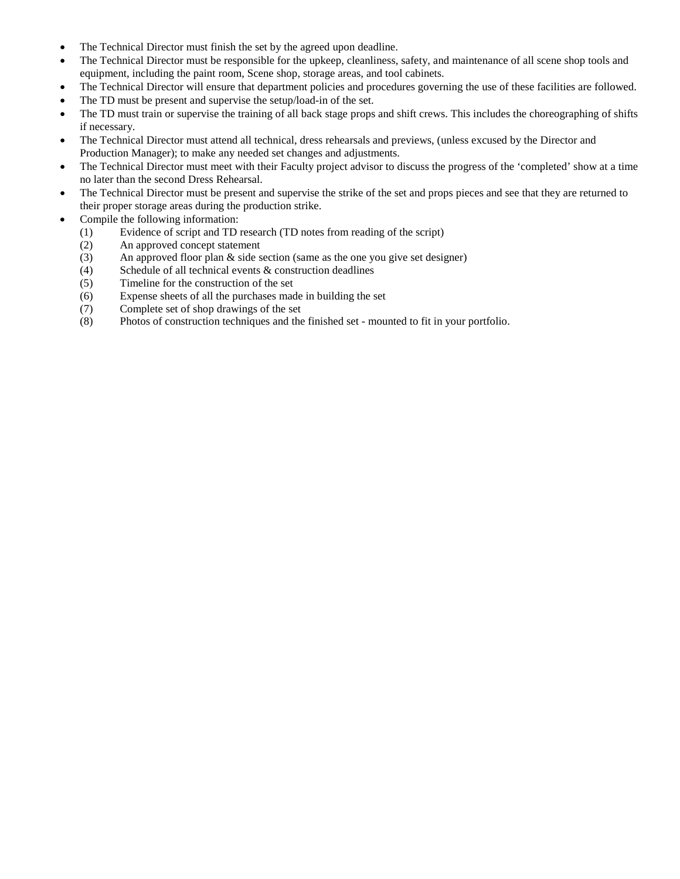- The Technical Director must finish the set by the agreed upon deadline.
- The Technical Director must be responsible for the upkeep, cleanliness, safety, and maintenance of all scene shop tools and equipment, including the paint room, Scene shop, storage areas, and tool cabinets.
- The Technical Director will ensure that department policies and procedures governing the use of these facilities are followed.
- The TD must be present and supervise the setup/load-in of the set.
- The TD must train or supervise the training of all back stage props and shift crews. This includes the choreographing of shifts if necessary.
- The Technical Director must attend all technical, dress rehearsals and previews, (unless excused by the Director and Production Manager); to make any needed set changes and adjustments.
- The Technical Director must meet with their Faculty project advisor to discuss the progress of the 'completed' show at a time no later than the second Dress Rehearsal.
- The Technical Director must be present and supervise the strike of the set and props pieces and see that they are returned to their proper storage areas during the production strike.
- Compile the following information:
  - (1) Evidence of script and TD research (TD notes from reading of the script)
  - (2) An approved concept statement
  - (3) An approved floor plan & side section (same as the one you give set designer)
  - (4) Schedule of all technical events & construction deadlines
  - (5) Timeline for the construction of the set
  - (6) Expense sheets of all the purchases made in building the set
  - (7) Complete set of shop drawings of the set
  - (8) Photos of construction techniques and the finished set - mounted to fit in your portfolio.